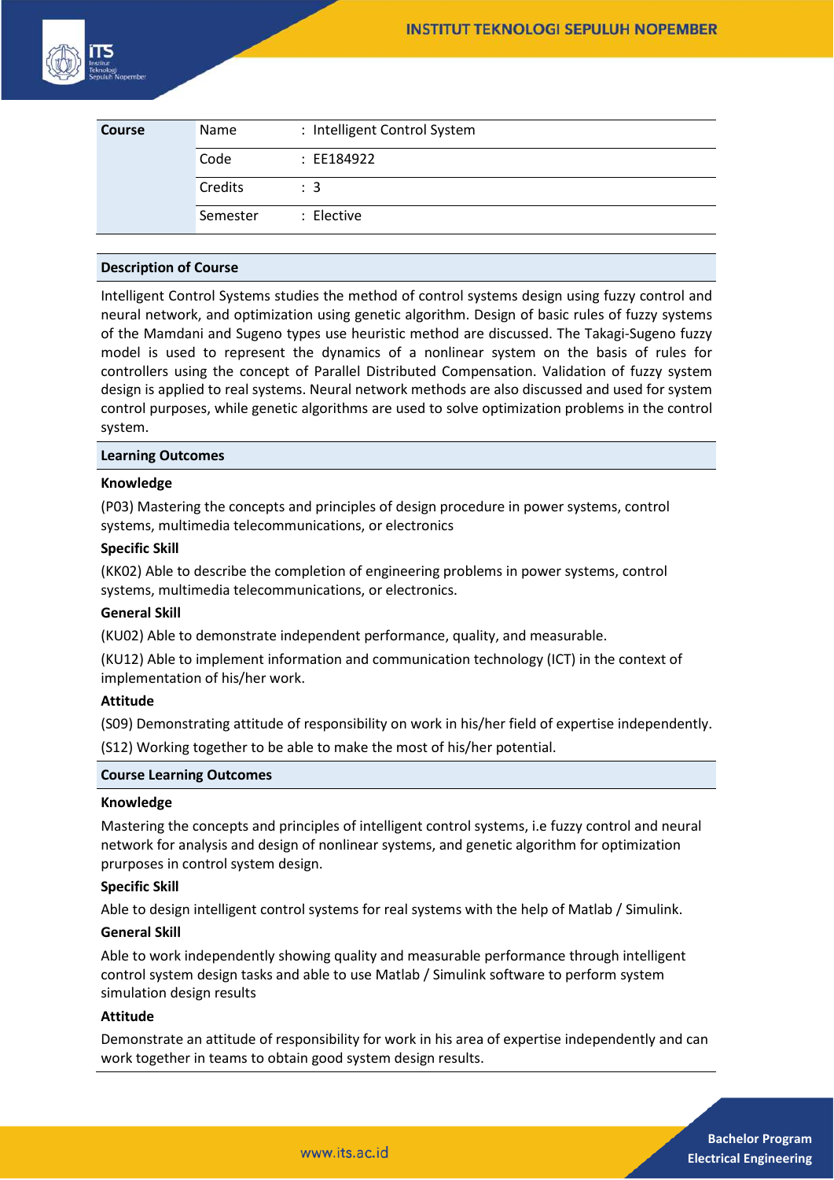| Course | Name | : Intelligent Control System |
|---|---|---|
| | Code | : EE184922 |
| | Credits | : 3 |
| | Semester | : Elective |

## Description of Course

Intelligent Control Systems studies the method of control systems design using fuzzy control and neural network, and optimization using genetic algorithm. Design of basic rules of fuzzy systems of the Mamdani and Sugeno types use heuristic method are discussed. The Takagi-Sugeno fuzzy model is used to represent the dynamics of a nonlinear system on the basis of rules for controllers using the concept of Parallel Distributed Compensation. Validation of fuzzy system design is applied to real systems. Neural network methods are also discussed and used for system control purposes, while genetic algorithms are used to solve optimization problems in the control system.

## Learning Outcomes

**Knowledge**

(P03) Mastering the concepts and principles of design procedure in power systems, control systems, multimedia telecommunications, or electronics

**Specific Skill**

(KK02) Able to describe the completion of engineering problems in power systems, control systems, multimedia telecommunications, or electronics.

**General Skill**

(KU02) Able to demonstrate independent performance, quality, and measurable.

(KU12) Able to implement information and communication technology (ICT) in the context of implementation of his/her work.

**Attitude**

(S09) Demonstrating attitude of responsibility on work in his/her field of expertise independently.

(S12) Working together to be able to make the most of his/her potential.

## Course Learning Outcomes

**Knowledge**

Mastering the concepts and principles of intelligent control systems, i.e fuzzy control and neural network for analysis and design of nonlinear systems, and genetic algorithm for optimization prurposes in control system design.

**Specific Skill**

Able to design intelligent control systems for real systems with the help of Matlab / Simulink.

**General Skill**

Able to work independently showing quality and measurable performance through intelligent control system design tasks and able to use Matlab / Simulink software to perform system simulation design results

**Attitude**

Demonstrate an attitude of responsibility for work in his area of expertise independently and can work together in teams to obtain good system design results.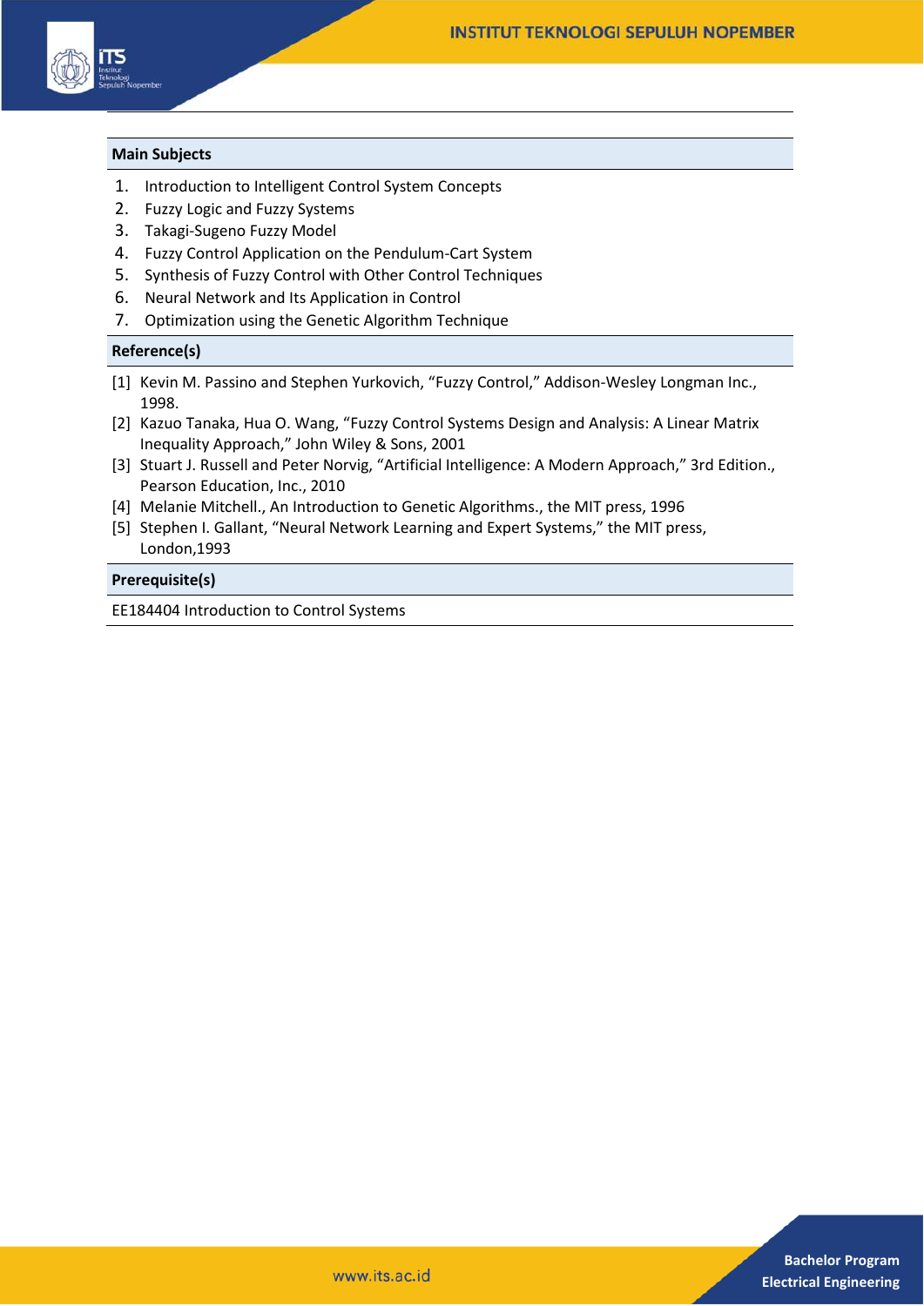## Main Subjects

1. Introduction to Intelligent Control System Concepts
2. Fuzzy Logic and Fuzzy Systems
3. Takagi-Sugeno Fuzzy Model
4. Fuzzy Control Application on the Pendulum-Cart System
5. Synthesis of Fuzzy Control with Other Control Techniques
6. Neural Network and Its Application in Control
7. Optimization using the Genetic Algorithm Technique

## Reference(s)

[1] Kevin M. Passino and Stephen Yurkovich, “Fuzzy Control,” Addison-Wesley Longman Inc., 1998.

[2] Kazuo Tanaka, Hua O. Wang, “Fuzzy Control Systems Design and Analysis: A Linear Matrix Inequality Approach,” John Wiley & Sons, 2001

[3] Stuart J. Russell and Peter Norvig, “Artificial Intelligence: A Modern Approach,” 3rd Edition., Pearson Education, Inc., 2010

[4] Melanie Mitchell., An Introduction to Genetic Algorithms., the MIT press, 1996

[5] Stephen I. Gallant, “Neural Network Learning and Expert Systems,” the MIT press, London,1993

## Prerequisite(s)

EE184404 Introduction to Control Systems